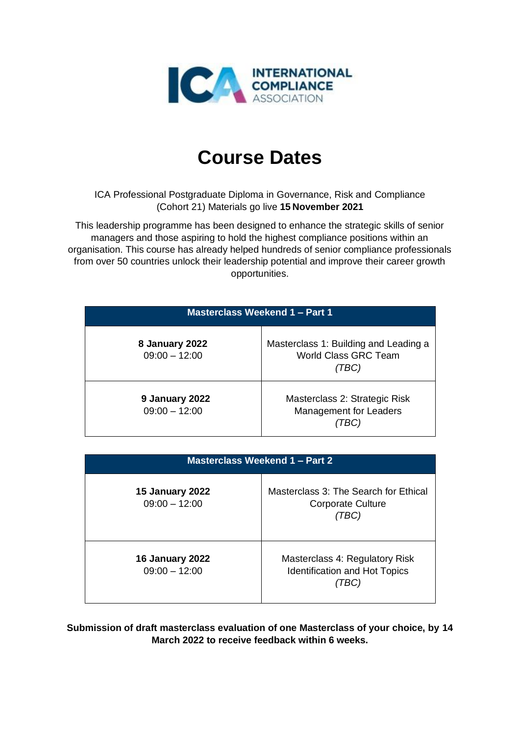INTERNATIONAL COMPLIANCE ASSOCIATION

# Course Dates

ICA Professional Postgraduate Diploma in Governance, Risk and Compliance (Cohort 21) Materials go live **15 November 2021**

This leadership programme has been designed to enhance the strategic skills of senior managers and those aspiring to hold the highest compliance positions within an organisation. This course has already helped hundreds of senior compliance professionals from over 50 countries unlock their leadership potential and improve their career growth opportunities.

| Masterclass Weekend 1 – Part 1 | |
|---|---|
| **8 January 2022**<br>09:00 – 12:00 | Masterclass 1: Building and Leading a World Class GRC Team<br>*(TBC)* |
| **9 January 2022**<br>09:00 – 12:00 | Masterclass 2: Strategic Risk Management for Leaders<br>*(TBC)* |

| Masterclass Weekend 1 – Part 2 | |
|---|---|
| **15 January 2022**<br>09:00 – 12:00 | Masterclass 3: The Search for Ethical Corporate Culture<br>*(TBC)* |
| **16 January 2022**<br>09:00 – 12:00 | Masterclass 4: Regulatory Risk Identification and Hot Topics<br>*(TBC)* |

**Submission of draft masterclass evaluation of one Masterclass of your choice, by 14 March 2022 to receive feedback within 6 weeks.**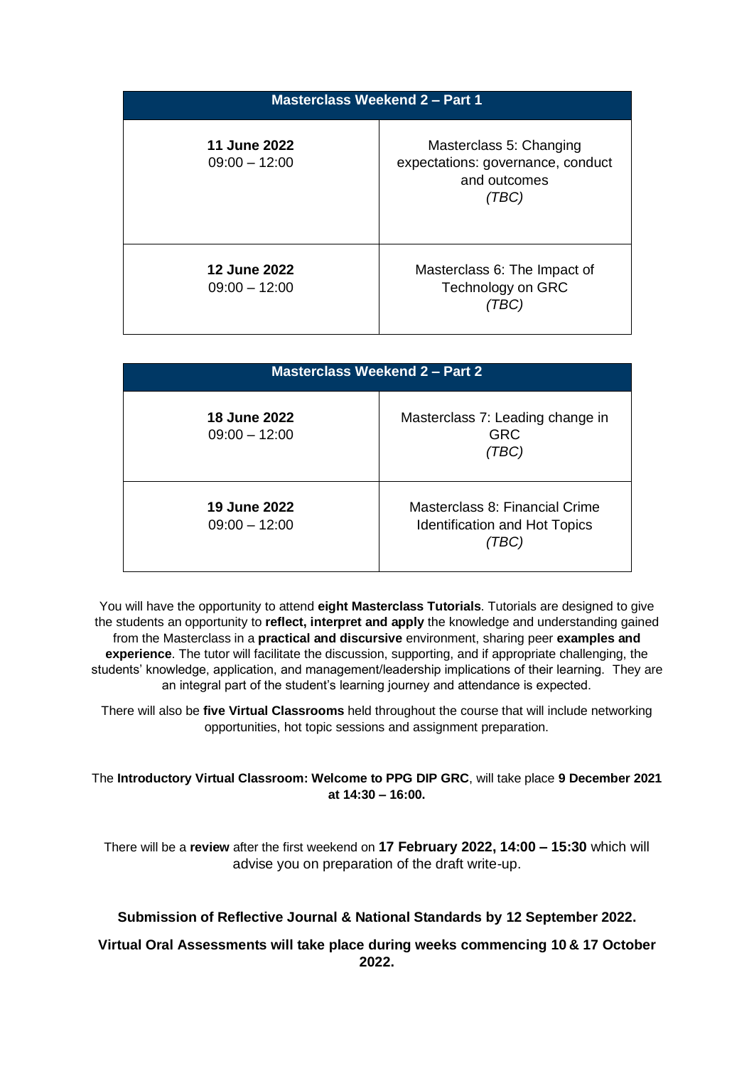| Masterclass Weekend 2 – Part 1 | |
|---|---|
| **11 June 2022**<br>09:00 – 12:00 | Masterclass 5: Changing expectations: governance, conduct and outcomes<br>*(TBC)* |
| **12 June 2022**<br>09:00 – 12:00 | Masterclass 6: The Impact of Technology on GRC<br>*(TBC)* |

| Masterclass Weekend 2 – Part 2 | |
|---|---|
| **18 June 2022**<br>09:00 – 12:00 | Masterclass 7: Leading change in GRC<br>*(TBC)* |
| **19 June 2022**<br>09:00 – 12:00 | Masterclass 8: Financial Crime Identification and Hot Topics<br>*(TBC)* |

You will have the opportunity to attend **eight Masterclass Tutorials**. Tutorials are designed to give the students an opportunity to **reflect, interpret and apply** the knowledge and understanding gained from the Masterclass in a **practical and discursive** environment, sharing peer **examples and experience**. The tutor will facilitate the discussion, supporting, and if appropriate challenging, the students' knowledge, application, and management/leadership implications of their learning. They are an integral part of the student's learning journey and attendance is expected.

There will also be **five Virtual Classrooms** held throughout the course that will include networking opportunities, hot topic sessions and assignment preparation.

The **Introductory Virtual Classroom: Welcome to PPG DIP GRC**, will take place **9 December 2021 at 14:30 – 16:00.**

There will be a **review** after the first weekend on **17 February 2022, 14:00 – 15:30** which will advise you on preparation of the draft write-up.

**Submission of Reflective Journal & National Standards by 12 September 2022.**

**Virtual Oral Assessments will take place during weeks commencing 10 & 17 October 2022.**